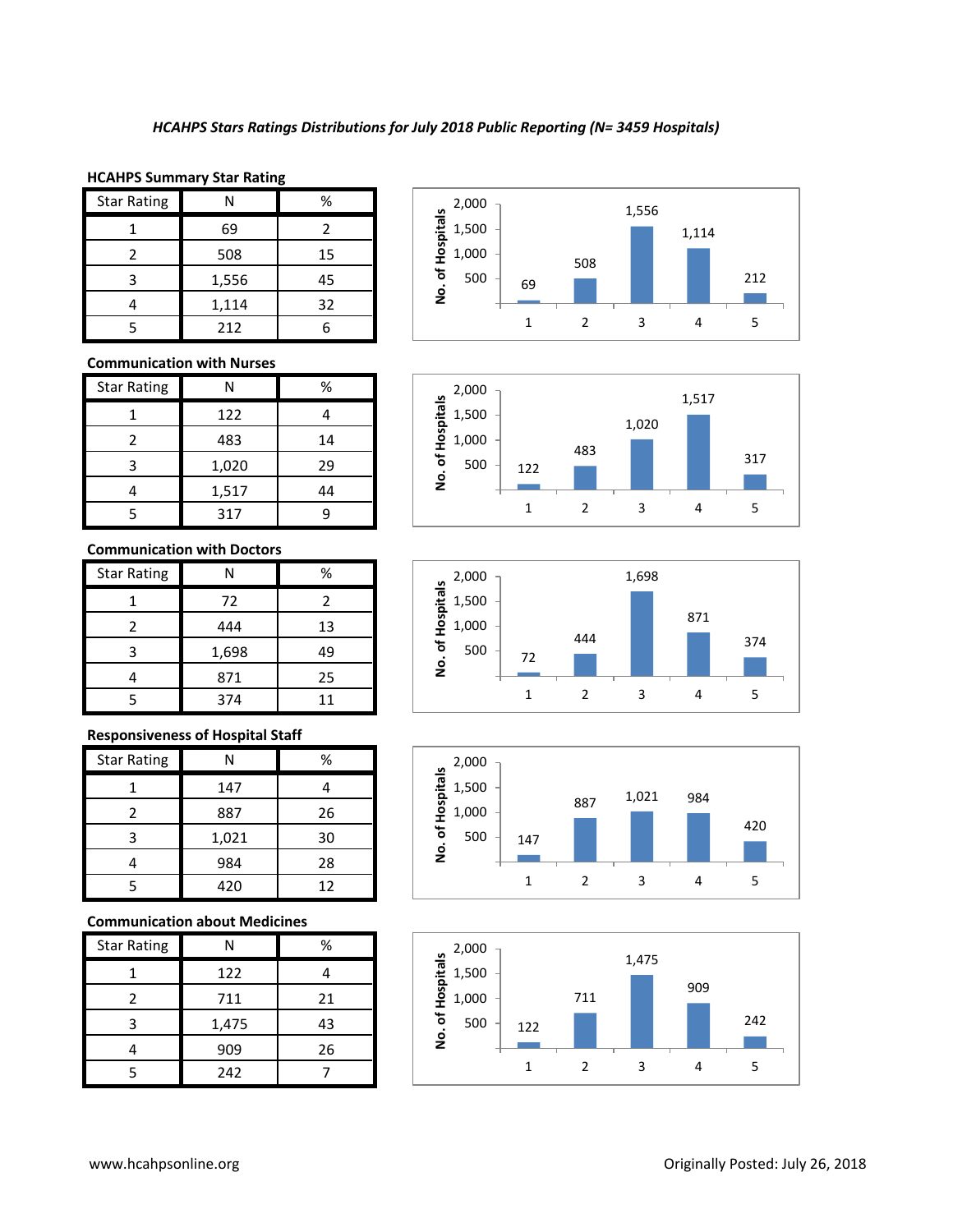*HCAHPS Stars Ratings Distributions for July 2018 Public Reporting (N= 3459 Hospitals)*

**HCAHPS Summary Star Rating**

| Star Rating | N | % |
|---|---|---|
| 1 | 69 | 2 |
| 2 | 508 | 15 |
| 3 | 1,556 | 45 |
| 4 | 1,114 | 32 |
| 5 | 212 | 6 |

**Communication with Nurses**

| Star Rating | N | % |
|---|---|---|
| 1 | 122 | 4 |
| 2 | 483 | 14 |
| 3 | 1,020 | 29 |
| 4 | 1,517 | 44 |
| 5 | 317 | 9 |

**Communication with Doctors**

| Star Rating | N | % |
|---|---|---|
| 1 | 72 | 2 |
| 2 | 444 | 13 |
| 3 | 1,698 | 49 |
| 4 | 871 | 25 |
| 5 | 374 | 11 |

**Responsiveness of Hospital Staff**

| Star Rating | N | % |
|---|---|---|
| 1 | 147 | 4 |
| 2 | 887 | 26 |
| 3 | 1,021 | 30 |
| 4 | 984 | 28 |
| 5 | 420 | 12 |

**Communication about Medicines**

| Star Rating | N | % |
|---|---|---|
| 1 | 122 | 4 |
| 2 | 711 | 21 |
| 3 | 1,475 | 43 |
| 4 | 909 | 26 |
| 5 | 242 | 7 |

www.hcahpsonline.org

Originally Posted: July 26, 2018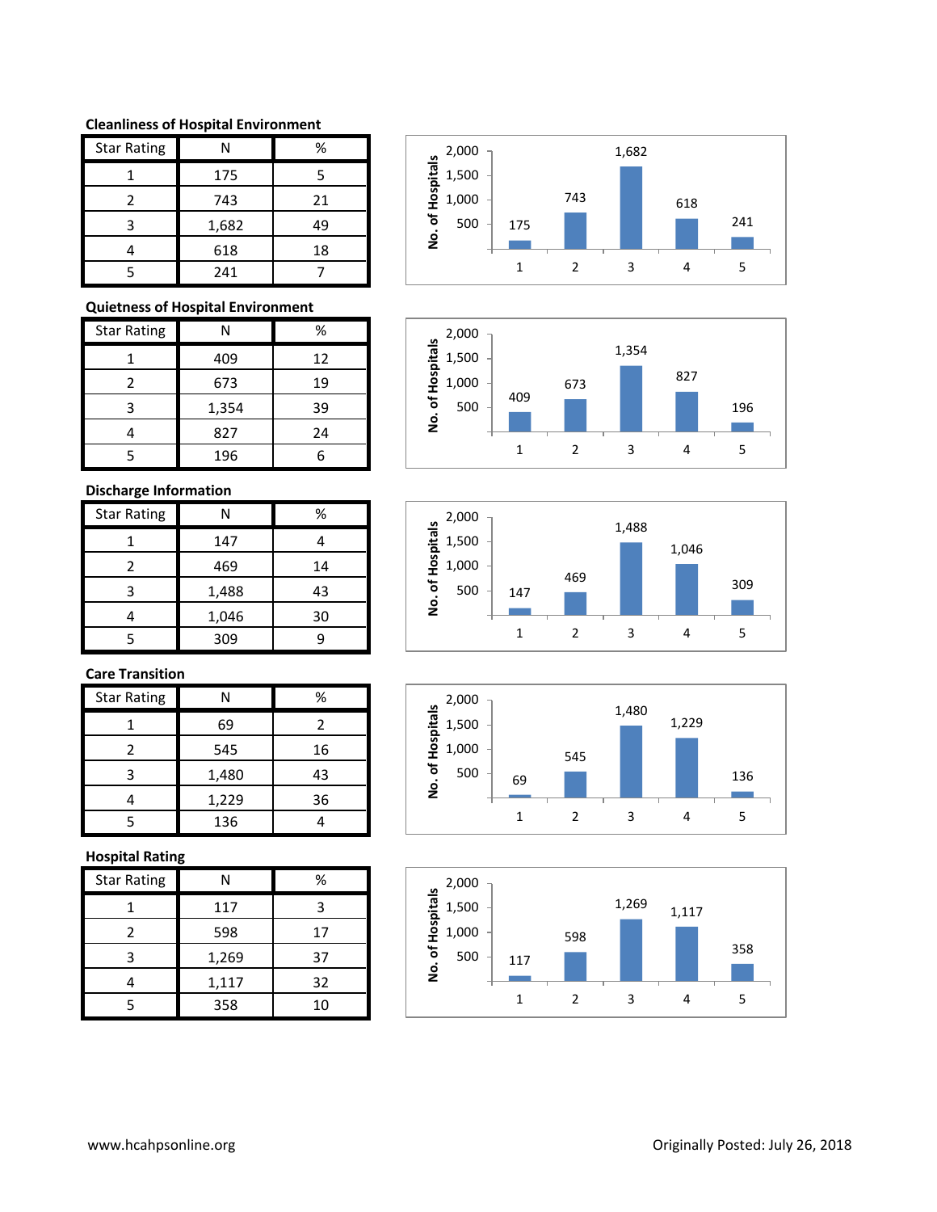**Cleanliness of Hospital Environment**

| Star Rating | N | % |
|---|---|---|
| 1 | 175 | 5 |
| 2 | 743 | 21 |
| 3 | 1,682 | 49 |
| 4 | 618 | 18 |
| 5 | 241 | 7 |

**Quietness of Hospital Environment**

| Star Rating | N | % |
|---|---|---|
| 1 | 409 | 12 |
| 2 | 673 | 19 |
| 3 | 1,354 | 39 |
| 4 | 827 | 24 |
| 5 | 196 | 6 |

**Discharge Information**

| Star Rating | N | % |
|---|---|---|
| 1 | 147 | 4 |
| 2 | 469 | 14 |
| 3 | 1,488 | 43 |
| 4 | 1,046 | 30 |
| 5 | 309 | 9 |

**Care Transition**

| Star Rating | N | % |
|---|---|---|
| 1 | 69 | 2 |
| 2 | 545 | 16 |
| 3 | 1,480 | 43 |
| 4 | 1,229 | 36 |
| 5 | 136 | 4 |

**Hospital Rating**

| Star Rating | N | % |
|---|---|---|
| 1 | 117 | 3 |
| 2 | 598 | 17 |
| 3 | 1,269 | 37 |
| 4 | 1,117 | 32 |
| 5 | 358 | 10 |

www.hcahpsonline.org

Originally Posted: July 26, 2018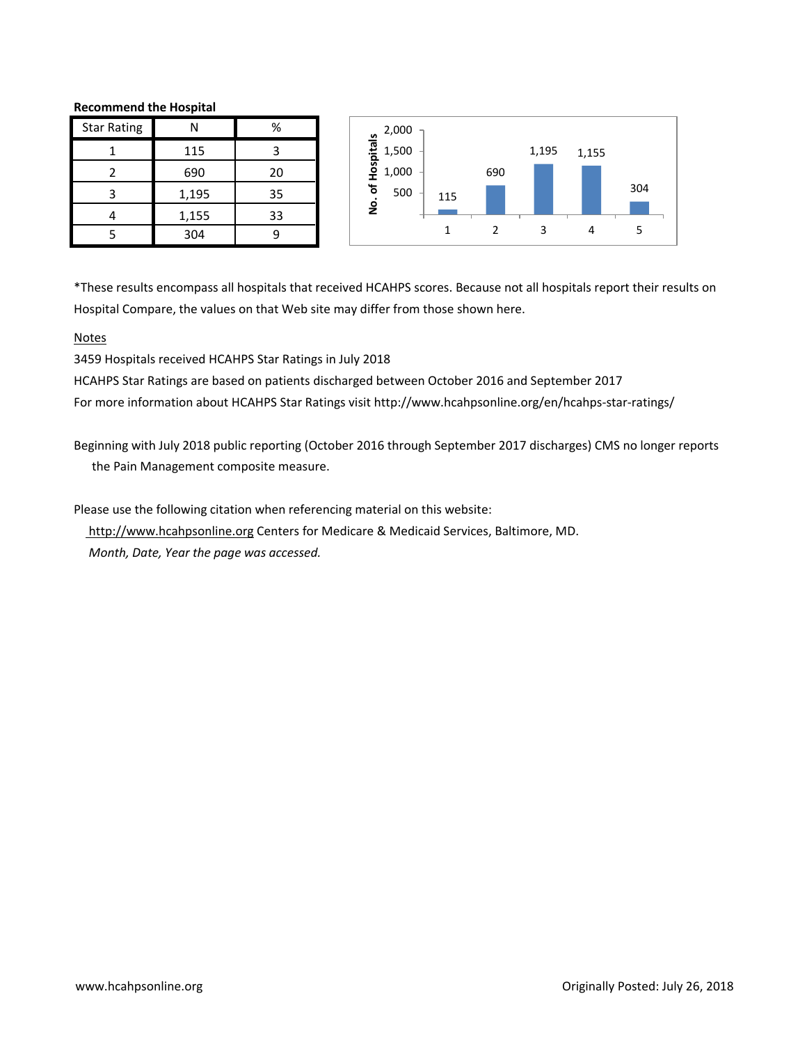**Recommend the Hospital**

| Star Rating | N | % |
|---|---|---|
| 1 | 115 | 3 |
| 2 | 690 | 20 |
| 3 | 1,195 | 35 |
| 4 | 1,155 | 33 |
| 5 | 304 | 9 |

No. of Hospitals
2,000
1,500
1,000
500
115
690
1,195
1,155
304
1 2 3 4 5

*These results encompass all hospitals that received HCAHPS scores. Because not all hospitals report their results on Hospital Compare, the values on that Web site may differ from those shown here.

Notes

3459 Hospitals received HCAHPS Star Ratings in July 2018

HCAHPS Star Ratings are based on patients discharged between October 2016 and September 2017

For more information about HCAHPS Star Ratings visit http://www.hcahpsonline.org/en/hcahps-star-ratings/

Beginning with July 2018 public reporting (October 2016 through September 2017 discharges) CMS no longer reports the Pain Management composite measure.

Please use the following citation when referencing material on this website:

http://www.hcahpsonline.org Centers for Medicare & Medicaid Services, Baltimore, MD.
*Month, Date, Year the page was accessed.*

www.hcahpsonline.org

Originally Posted: July 26, 2018